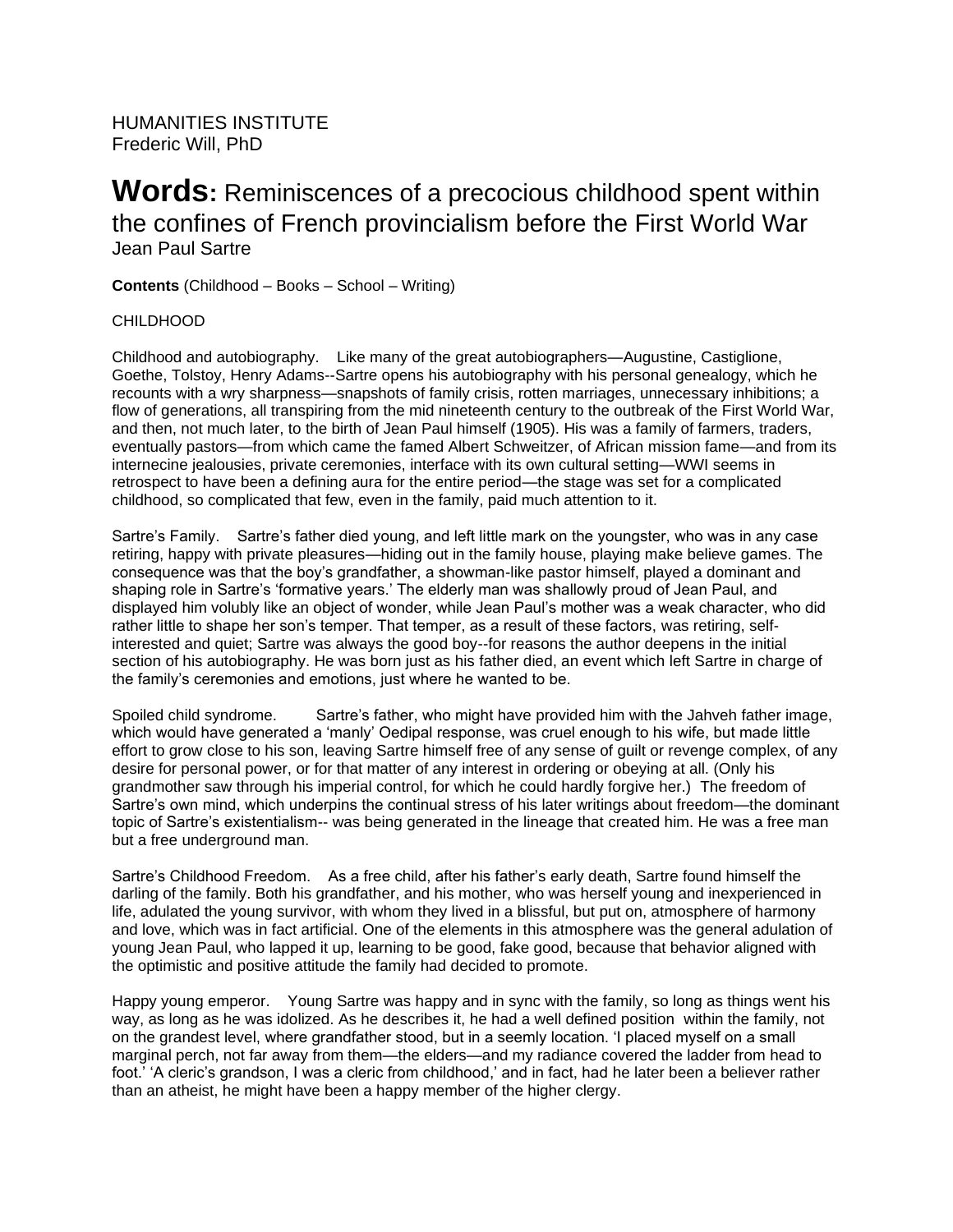HUMANITIES INSTITUTE
Frederic Will, PhD

# **Words:** Reminiscences of a precocious childhood spent within the confines of French provincialism before the First World War

Jean Paul Sartre

**Contents** (Childhood – Books – School – Writing)

CHILDHOOD

Childhood and autobiography. Like many of the great autobiographers—Augustine, Castiglione, Goethe, Tolstoy, Henry Adams--Sartre opens his autobiography with his personal genealogy, which he recounts with a wry sharpness—snapshots of family crisis, rotten marriages, unnecessary inhibitions; a flow of generations, all transpiring from the mid nineteenth century to the outbreak of the First World War, and then, not much later, to the birth of Jean Paul himself (1905). His was a family of farmers, traders, eventually pastors—from which came the famed Albert Schweitzer, of African mission fame—and from its internecine jealousies, private ceremonies, interface with its own cultural setting—WWI seems in retrospect to have been a defining aura for the entire period—the stage was set for a complicated childhood, so complicated that few, even in the family, paid much attention to it.

Sartre's Family. Sartre's father died young, and left little mark on the youngster, who was in any case retiring, happy with private pleasures—hiding out in the family house, playing make believe games. The consequence was that the boy's grandfather, a showman-like pastor himself, played a dominant and shaping role in Sartre's 'formative years.' The elderly man was shallowly proud of Jean Paul, and displayed him volubly like an object of wonder, while Jean Paul's mother was a weak character, who did rather little to shape her son's temper. That temper, as a result of these factors, was retiring, self-interested and quiet; Sartre was always the good boy--for reasons the author deepens in the initial section of his autobiography. He was born just as his father died, an event which left Sartre in charge of the family's ceremonies and emotions, just where he wanted to be.

Spoiled child syndrome. Sartre's father, who might have provided him with the Jahveh father image, which would have generated a 'manly' Oedipal response, was cruel enough to his wife, but made little effort to grow close to his son, leaving Sartre himself free of any sense of guilt or revenge complex, of any desire for personal power, or for that matter of any interest in ordering or obeying at all. (Only his grandmother saw through his imperial control, for which he could hardly forgive her.) The freedom of Sartre's own mind, which underpins the continual stress of his later writings about freedom—the dominant topic of Sartre's existentialism-- was being generated in the lineage that created him. He was a free man but a free underground man.

Sartre's Childhood Freedom. As a free child, after his father's early death, Sartre found himself the darling of the family. Both his grandfather, and his mother, who was herself young and inexperienced in life, adulated the young survivor, with whom they lived in a blissful, but put on, atmosphere of harmony and love, which was in fact artificial. One of the elements in this atmosphere was the general adulation of young Jean Paul, who lapped it up, learning to be good, fake good, because that behavior aligned with the optimistic and positive attitude the family had decided to promote.

Happy young emperor. Young Sartre was happy and in sync with the family, so long as things went his way, as long as he was idolized. As he describes it, he had a well defined position within the family, not on the grandest level, where grandfather stood, but in a seemly location. 'I placed myself on a small marginal perch, not far away from them—the elders—and my radiance covered the ladder from head to foot.' 'A cleric's grandson, I was a cleric from childhood,' and in fact, had he later been a believer rather than an atheist, he might have been a happy member of the higher clergy.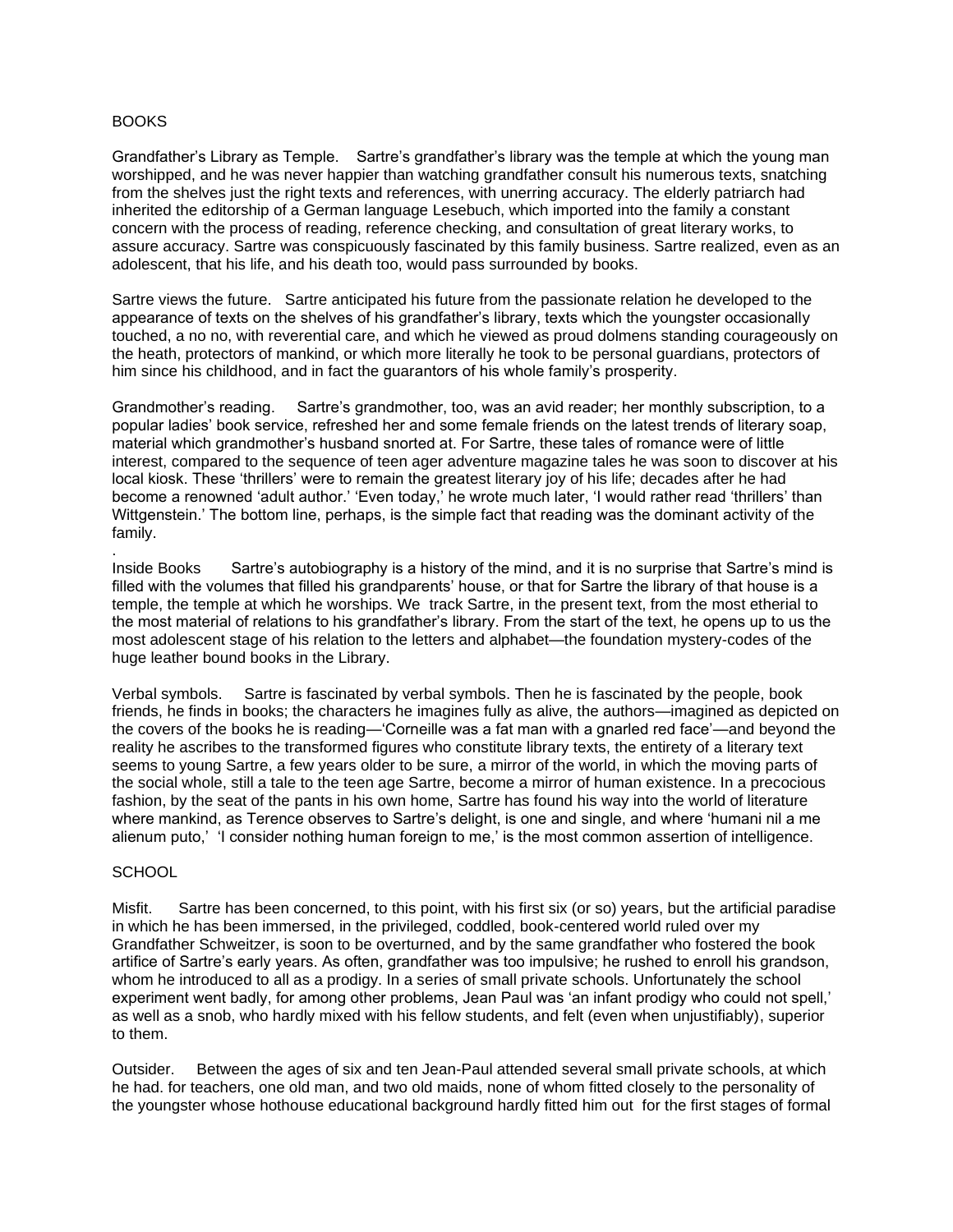## BOOKS

Grandfather's Library as Temple. Sartre's grandfather's library was the temple at which the young man worshipped, and he was never happier than watching grandfather consult his numerous texts, snatching from the shelves just the right texts and references, with unerring accuracy. The elderly patriarch had inherited the editorship of a German language Lesebuch, which imported into the family a constant concern with the process of reading, reference checking, and consultation of great literary works, to assure accuracy. Sartre was conspicuously fascinated by this family business. Sartre realized, even as an adolescent, that his life, and his death too, would pass surrounded by books.

Sartre views the future. Sartre anticipated his future from the passionate relation he developed to the appearance of texts on the shelves of his grandfather's library, texts which the youngster occasionally touched, a no no, with reverential care, and which he viewed as proud dolmens standing courageously on the heath, protectors of mankind, or which more literally he took to be personal guardians, protectors of him since his childhood, and in fact the guarantors of his whole family's prosperity.

Grandmother's reading. Sartre's grandmother, too, was an avid reader; her monthly subscription, to a popular ladies' book service, refreshed her and some female friends on the latest trends of literary soap, material which grandmother's husband snorted at. For Sartre, these tales of romance were of little interest, compared to the sequence of teen ager adventure magazine tales he was soon to discover at his local kiosk. These 'thrillers' were to remain the greatest literary joy of his life; decades after he had become a renowned 'adult author.' 'Even today,' he wrote much later, 'I would rather read 'thrillers' than Wittgenstein.' The bottom line, perhaps, is the simple fact that reading was the dominant activity of the family.

.

Inside Books Sartre's autobiography is a history of the mind, and it is no surprise that Sartre's mind is filled with the volumes that filled his grandparents' house, or that for Sartre the library of that house is a temple, the temple at which he worships. We track Sartre, in the present text, from the most etherial to the most material of relations to his grandfather's library. From the start of the text, he opens up to us the most adolescent stage of his relation to the letters and alphabet—the foundation mystery-codes of the huge leather bound books in the Library.

Verbal symbols. Sartre is fascinated by verbal symbols. Then he is fascinated by the people, book friends, he finds in books; the characters he imagines fully as alive, the authors—imagined as depicted on the covers of the books he is reading—'Corneille was a fat man with a gnarled red face'—and beyond the reality he ascribes to the transformed figures who constitute library texts, the entirety of a literary text seems to young Sartre, a few years older to be sure, a mirror of the world, in which the moving parts of the social whole, still a tale to the teen age Sartre, become a mirror of human existence. In a precocious fashion, by the seat of the pants in his own home, Sartre has found his way into the world of literature where mankind, as Terence observes to Sartre's delight, is one and single, and where 'humani nil a me alienum puto,' 'I consider nothing human foreign to me,' is the most common assertion of intelligence.

## SCHOOL

Misfit. Sartre has been concerned, to this point, with his first six (or so) years, but the artificial paradise in which he has been immersed, in the privileged, coddled, book-centered world ruled over my Grandfather Schweitzer, is soon to be overturned, and by the same grandfather who fostered the book artifice of Sartre's early years. As often, grandfather was too impulsive; he rushed to enroll his grandson, whom he introduced to all as a prodigy. In a series of small private schools. Unfortunately the school experiment went badly, for among other problems, Jean Paul was 'an infant prodigy who could not spell,' as well as a snob, who hardly mixed with his fellow students, and felt (even when unjustifiably), superior to them.

Outsider. Between the ages of six and ten Jean-Paul attended several small private schools, at which he had. for teachers, one old man, and two old maids, none of whom fitted closely to the personality of the youngster whose hothouse educational background hardly fitted him out for the first stages of formal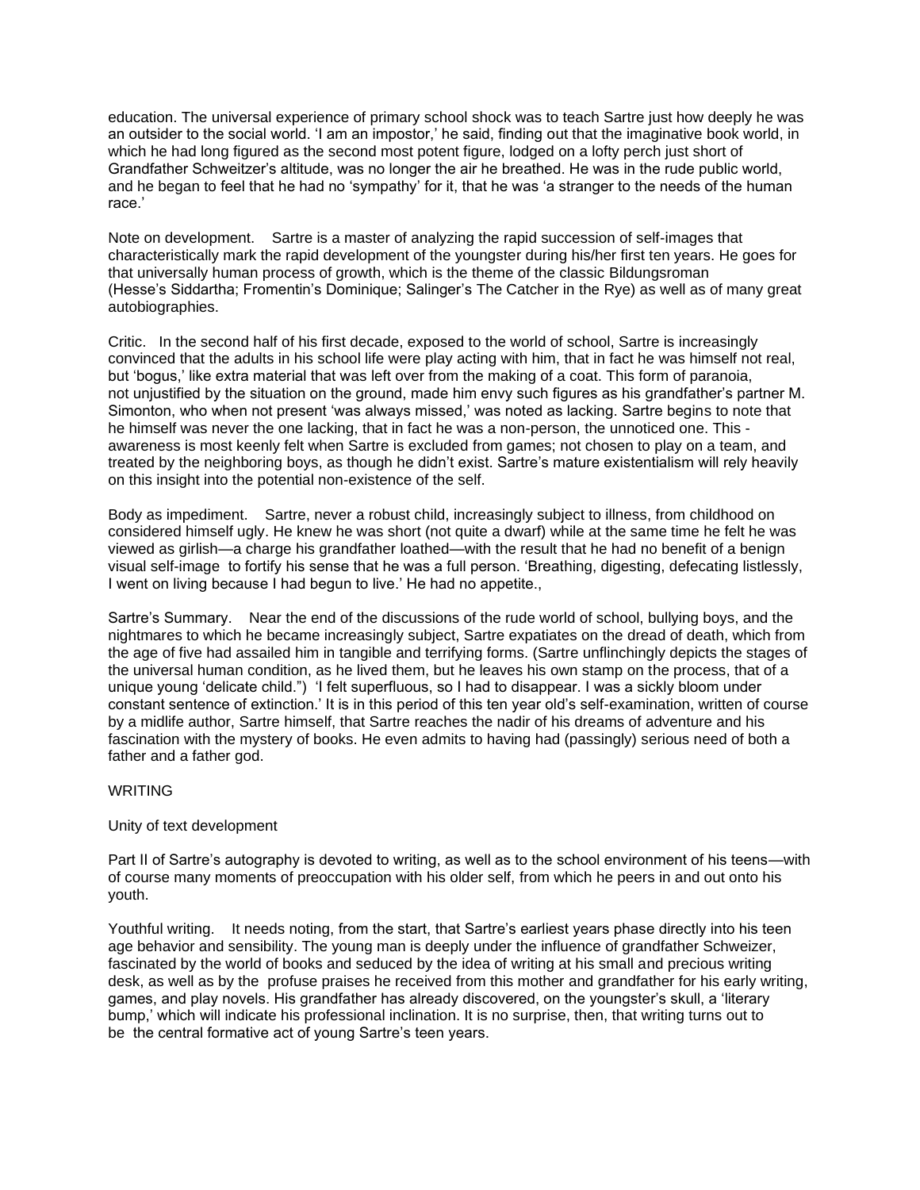education. The universal experience of primary school shock was to teach Sartre just how deeply he was an outsider to the social world. 'I am an impostor,' he said, finding out that the imaginative book world, in which he had long figured as the second most potent figure, lodged on a lofty perch just short of Grandfather Schweitzer's altitude, was no longer the air he breathed. He was in the rude public world, and he began to feel that he had no 'sympathy' for it, that he was 'a stranger to the needs of the human race.'

Note on development.    Sartre is a master of analyzing the rapid succession of self-images that characteristically mark the rapid development of the youngster during his/her first ten years. He goes for that universally human process of growth, which is the theme of the classic Bildungsroman (Hesse's Siddartha; Fromentin's Dominique; Salinger's The Catcher in the Rye) as well as of many great autobiographies.

Critic.   In the second half of his first decade, exposed to the world of school, Sartre is increasingly convinced that the adults in his school life were play acting with him, that in fact he was himself not real, but 'bogus,' like extra material that was left over from the making of a coat. This form of paranoia, not unjustified by the situation on the ground, made him envy such figures as his grandfather's partner M. Simonton, who when not present 'was always missed,' was noted as lacking. Sartre begins to note that he himself was never the one lacking, that in fact he was a non-person, the unnoticed one. This - awareness is most keenly felt when Sartre is excluded from games; not chosen to play on a team, and treated by the neighboring boys, as though he didn't exist. Sartre's mature existentialism will rely heavily on this insight into the potential non-existence of the self.

Body as impediment.    Sartre, never a robust child, increasingly subject to illness, from childhood on considered himself ugly. He knew he was short (not quite a dwarf) while at the same time he felt he was viewed as girlish—a charge his grandfather loathed—with the result that he had no benefit of a benign visual self-image  to fortify his sense that he was a full person. 'Breathing, digesting, defecating listlessly, I went on living because I had begun to live.' He had no appetite.,

Sartre's Summary.    Near the end of the discussions of the rude world of school, bullying boys, and the nightmares to which he became increasingly subject, Sartre expatiates on the dread of death, which from the age of five had assailed him in tangible and terrifying forms. (Sartre unflinchingly depicts the stages of the universal human condition, as he lived them, but he leaves his own stamp on the process, that of a unique young 'delicate child.")  'I felt superfluous, so I had to disappear. I was a sickly bloom under constant sentence of extinction.' It is in this period of this ten year old's self-examination, written of course by a midlife author, Sartre himself, that Sartre reaches the nadir of his dreams of adventure and his fascination with the mystery of books. He even admits to having had (passingly) serious need of both a father and a father god.

WRITING

Unity of text development

Part II of Sartre's autography is devoted to writing, as well as to the school environment of his teens—with of course many moments of preoccupation with his older self, from which he peers in and out onto his youth.

Youthful writing.    It needs noting, from the start, that Sartre's earliest years phase directly into his teen age behavior and sensibility. The young man is deeply under the influence of grandfather Schweizer, fascinated by the world of books and seduced by the idea of writing at his small and precious writing desk, as well as by the  profuse praises he received from this mother and grandfather for his early writing, games, and play novels. His grandfather has already discovered, on the youngster's skull, a 'literary bump,' which will indicate his professional inclination. It is no surprise, then, that writing turns out to be  the central formative act of young Sartre's teen years.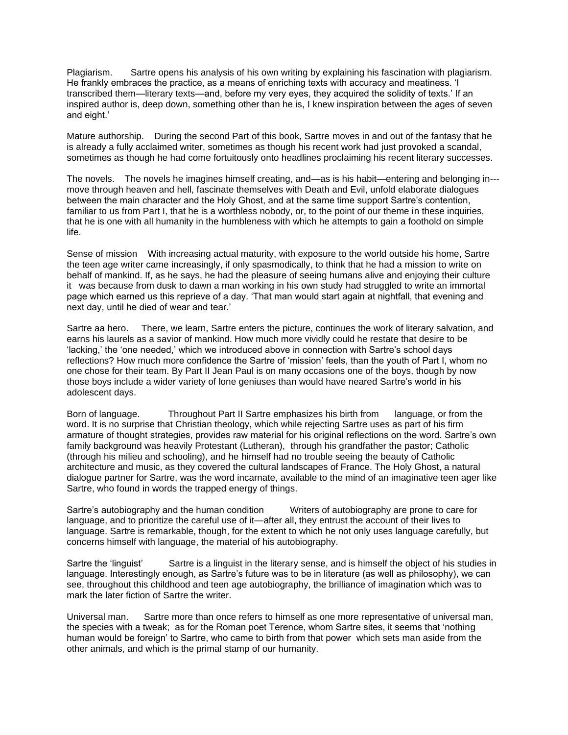Plagiarism. Sartre opens his analysis of his own writing by explaining his fascination with plagiarism. He frankly embraces the practice, as a means of enriching texts with accuracy and meatiness. 'I transcribed them—literary texts—and, before my very eyes, they acquired the solidity of texts.' If an inspired author is, deep down, something other than he is, I knew inspiration between the ages of seven and eight.'

Mature authorship. During the second Part of this book, Sartre moves in and out of the fantasy that he is already a fully acclaimed writer, sometimes as though his recent work had just provoked a scandal, sometimes as though he had come fortuitously onto headlines proclaiming his recent literary successes.

The novels. The novels he imagines himself creating, and—as is his habit—entering and belonging in---move through heaven and hell, fascinate themselves with Death and Evil, unfold elaborate dialogues between the main character and the Holy Ghost, and at the same time support Sartre's contention, familiar to us from Part I, that he is a worthless nobody, or, to the point of our theme in these inquiries, that he is one with all humanity in the humbleness with which he attempts to gain a foothold on simple life.

Sense of mission With increasing actual maturity, with exposure to the world outside his home, Sartre the teen age writer came increasingly, if only spasmodically, to think that he had a mission to write on behalf of mankind. If, as he says, he had the pleasure of seeing humans alive and enjoying their culture it was because from dusk to dawn a man working in his own study had struggled to write an immortal page which earned us this reprieve of a day. 'That man would start again at nightfall, that evening and next day, until he died of wear and tear.'

Sartre aa hero. There, we learn, Sartre enters the picture, continues the work of literary salvation, and earns his laurels as a savior of mankind. How much more vividly could he restate that desire to be 'lacking,' the 'one needed,' which we introduced above in connection with Sartre's school days reflections? How much more confidence the Sartre of 'mission' feels, than the youth of Part I, whom no one chose for their team. By Part II Jean Paul is on many occasions one of the boys, though by now those boys include a wider variety of lone geniuses than would have neared Sartre's world in his adolescent days.

Born of language. Throughout Part II Sartre emphasizes his birth from language, or from the word. It is no surprise that Christian theology, which while rejecting Sartre uses as part of his firm armature of thought strategies, provides raw material for his original reflections on the word. Sartre's own family background was heavily Protestant (Lutheran), through his grandfather the pastor; Catholic (through his milieu and schooling), and he himself had no trouble seeing the beauty of Catholic architecture and music, as they covered the cultural landscapes of France. The Holy Ghost, a natural dialogue partner for Sartre, was the word incarnate, available to the mind of an imaginative teen ager like Sartre, who found in words the trapped energy of things.

Sartre's autobiography and the human condition Writers of autobiography are prone to care for language, and to prioritize the careful use of it—after all, they entrust the account of their lives to language. Sartre is remarkable, though, for the extent to which he not only uses language carefully, but concerns himself with language, the material of his autobiography.

Sartre the 'linguist' Sartre is a linguist in the literary sense, and is himself the object of his studies in language. Interestingly enough, as Sartre's future was to be in literature (as well as philosophy), we can see, throughout this childhood and teen age autobiography, the brilliance of imagination which was to mark the later fiction of Sartre the writer.

Universal man. Sartre more than once refers to himself as one more representative of universal man, the species with a tweak; as for the Roman poet Terence, whom Sartre sites, it seems that 'nothing human would be foreign' to Sartre, who came to birth from that power which sets man aside from the other animals, and which is the primal stamp of our humanity.